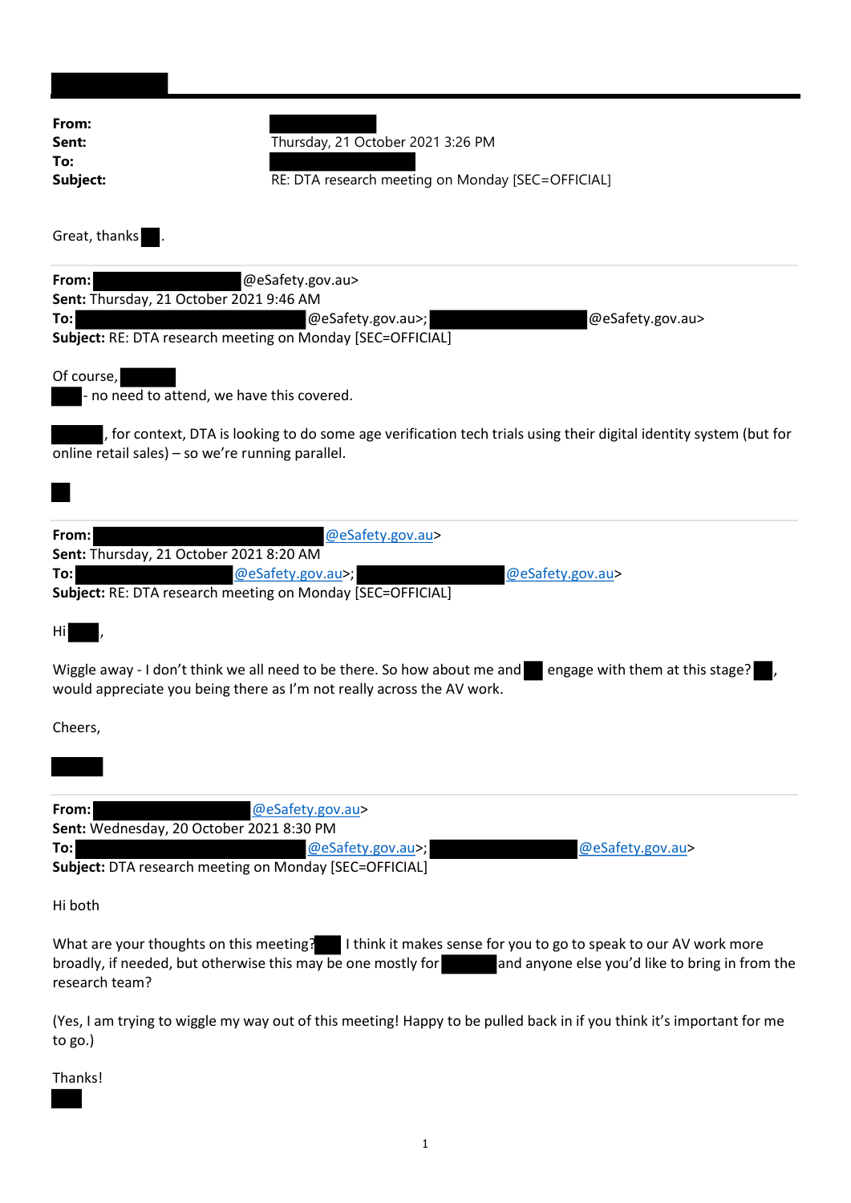**From:**
**Sent:** Thursday, 21 October 2021 3:26 PM
**To:**
**Subject:** RE: DTA research meeting on Monday [SEC=OFFICIAL]

Great, thanks .

---

**From:** @eSafety.gov.au>
**Sent:** Thursday, 21 October 2021 9:46 AM
**To:** @eSafety.gov.au>; @eSafety.gov.au>
**Subject:** RE: DTA research meeting on Monday [SEC=OFFICIAL]

Of course,
- no need to attend, we have this covered.

, for context, DTA is looking to do some age verification tech trials using their digital identity system (but for online retail sales) – so we're running parallel.

---

**From:** @eSafety.gov.au>
**Sent:** Thursday, 21 October 2021 8:20 AM
**To:** @eSafety.gov.au>; @eSafety.gov.au>
**Subject:** RE: DTA research meeting on Monday [SEC=OFFICIAL]

Hi ,

Wiggle away - I don't think we all need to be there. So how about me and engage with them at this stage? , would appreciate you being there as I'm not really across the AV work.

Cheers,

---

**From:** @eSafety.gov.au>
**Sent:** Wednesday, 20 October 2021 8:30 PM
**To:** @eSafety.gov.au>; @eSafety.gov.au>
**Subject:** DTA research meeting on Monday [SEC=OFFICIAL]

Hi both

What are your thoughts on this meeting? I think it makes sense for you to go to speak to our AV work more broadly, if needed, but otherwise this may be one mostly for and anyone else you'd like to bring in from the research team?

(Yes, I am trying to wiggle my way out of this meeting! Happy to be pulled back in if you think it's important for me to go.)

Thanks!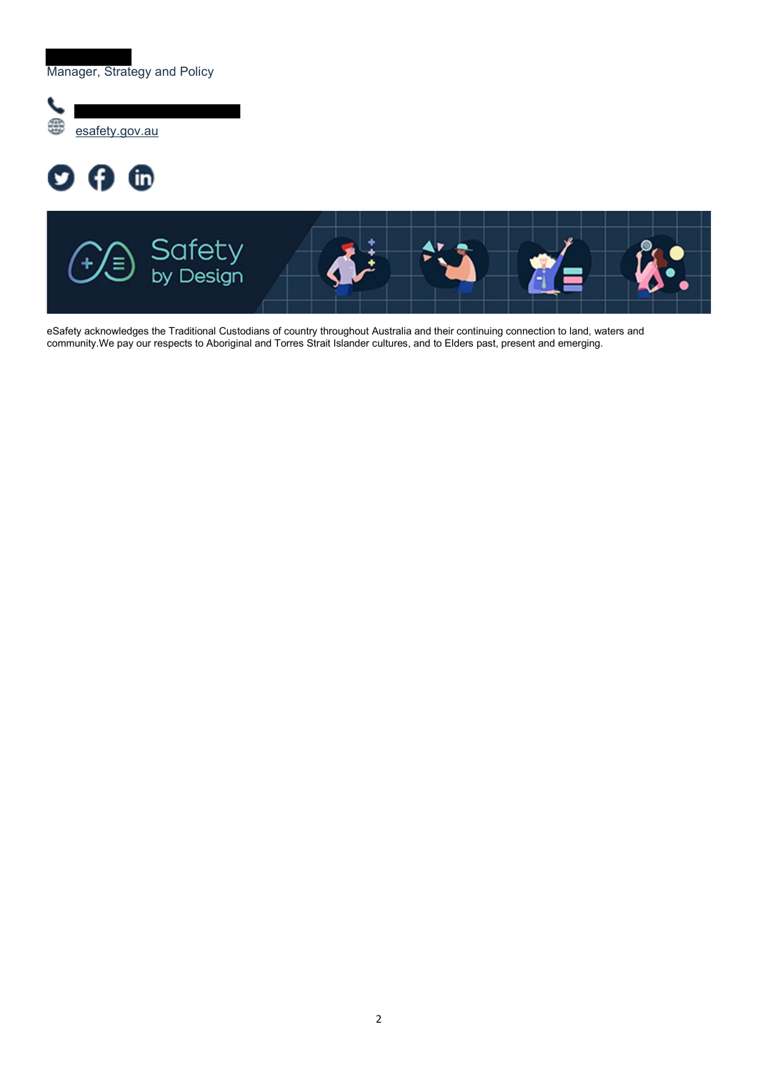Manager, Strategy and Policy

esafety.gov.au

eSafety acknowledges the Traditional Custodians of country throughout Australia and their continuing connection to land, waters and community.We pay our respects to Aboriginal and Torres Strait Islander cultures, and to Elders past, present and emerging.